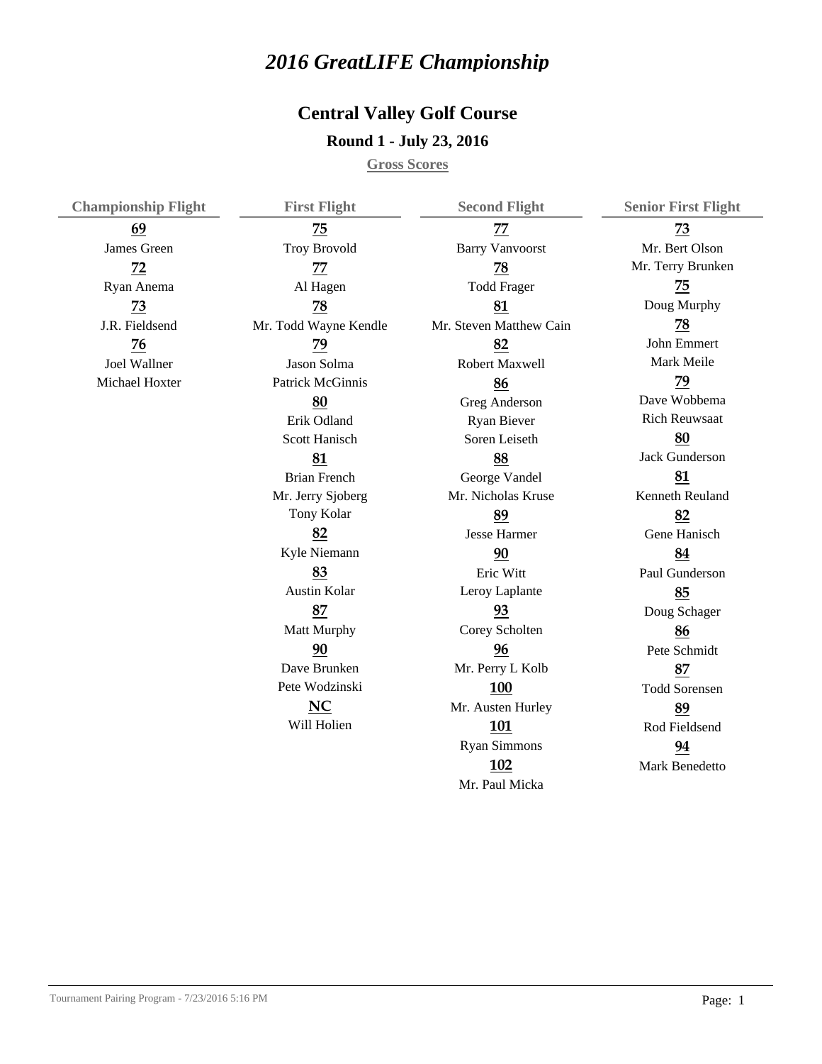# *2016 GreatLIFE Championship*

## Central Valley Golf Course

### Round 1 - July 23, 2016

**Gross Scores**

### Championship Flight

**69**
James Green

**72**
Ryan Anema

**73**
J.R. Fieldsend

**76**
Joel Wallner
Michael Hoxter

### First Flight

**75**
Troy Brovold

**77**
Al Hagen

**78**
Mr. Todd Wayne Kendle

**79**
Jason Solma
Patrick McGinnis

**80**
Erik Odland
Scott Hanisch

**81**
Brian French
Mr. Jerry Sjoberg
Tony Kolar

**82**
Kyle Niemann

**83**
Austin Kolar

**87**
Matt Murphy

**90**
Dave Brunken
Pete Wodzinski

**NC**
Will Holien

### Second Flight

**77**
Barry Vanvoorst

**78**
Todd Frager

**81**
Mr. Steven Matthew Cain

**82**
Robert Maxwell

**86**
Greg Anderson
Ryan Biever
Soren Leiseth

**88**
George Vandel
Mr. Nicholas Kruse

**89**
Jesse Harmer

**90**
Eric Witt
Leroy Laplante

**93**
Corey Scholten

**96**
Mr. Perry L Kolb

**100**
Mr. Austen Hurley

**101**
Ryan Simmons

**102**
Mr. Paul Micka

### Senior First Flight

**73**
Mr. Bert Olson
Mr. Terry Brunken

**75**
Doug Murphy

**78**
John Emmert
Mark Meile

**79**
Dave Wobbema
Rich Reuwsaat

**80**
Jack Gunderson

**81**
Kenneth Reuland

**82**
Gene Hanisch

**84**
Paul Gunderson

**85**
Doug Schager

**86**
Pete Schmidt

**87**
Todd Sorensen

**89**
Rod Fieldsend

**94**
Mark Benedetto

Tournament Pairing Program - 7/23/2016 5:16 PM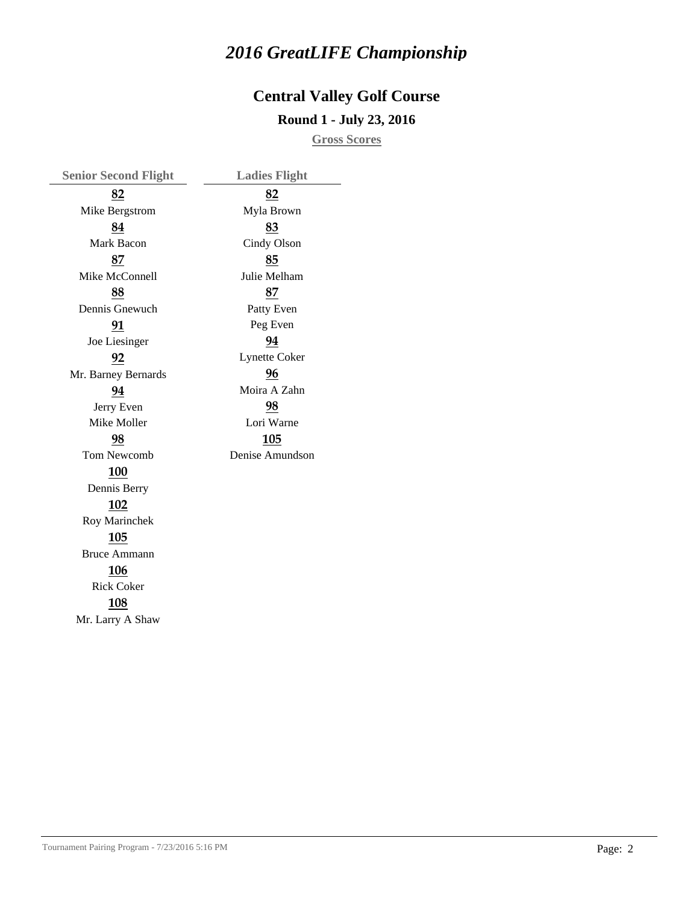# *2016 GreatLIFE Championship*

## Central Valley Golf Course

### Round 1 - July 23, 2016

**Gross Scores**

**Senior Second Flight**

**82**
Mike Bergstrom

**84**
Mark Bacon

**87**
Mike McConnell

**88**
Dennis Gnewuch

**91**
Joe Liesinger

**92**
Mr. Barney Bernards

**94**
Jerry Even
Mike Moller

**98**
Tom Newcomb

**100**
Dennis Berry

**102**
Roy Marinchek

**105**
Bruce Ammann

**106**
Rick Coker

**108**
Mr. Larry A Shaw

**Ladies Flight**

**82**
Myla Brown

**83**
Cindy Olson

**85**
Julie Melham

**87**
Patty Even
Peg Even

**94**
Lynette Coker

**96**
Moira A Zahn

**98**
Lori Warne

**105**
Denise Amundson

Tournament Pairing Program - 7/23/2016 5:16 PM